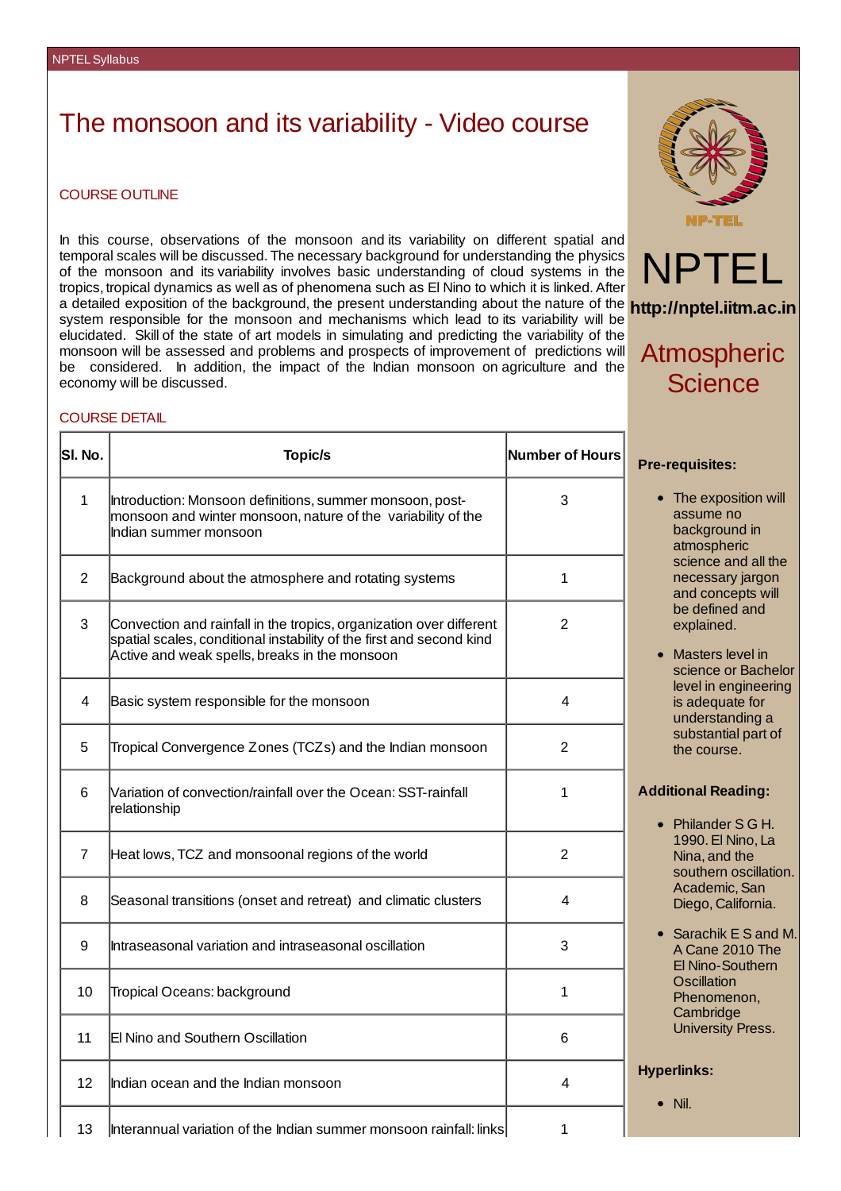# The monsoon and its variability - Video course

## COURSE OUTLINE

In this course, observations of the monsoon and its variability on different spatial and temporal scales will be discussed. The necessary background for understanding the physics of the monsoon and its variability involves basic understanding of cloud systems in the tropics, tropical dynamics as well as of phenomena such as El Nino to which it is linked. After a detailed exposition of the background, the present understanding about the nature of the system responsible for the monsoon and mechanisms which lead to its variability will be elucidated. Skill of the state of art models in simulating and predicting the variability of the monsoon will be assessed and problems and prospects of improvement of predictions will be considered. In addition, the impact of the Indian monsoon on agriculture and the economy will be discussed.

## COURSE DETAIL

| Sl. No. | Topic/s | Number of Hours |
|---|---|---|
| 1 | Introduction: Monsoon definitions, summer monsoon, post-monsoon and winter monsoon, nature of the variability of the Indian summer monsoon | 3 |
| 2 | Background about the atmosphere and rotating systems | 1 |
| 3 | Convection and rainfall in the tropics, organization over different spatial scales, conditional instability of the first and second kind Active and weak spells, breaks in the monsoon | 2 |
| 4 | Basic system responsible for the monsoon | 4 |
| 5 | Tropical Convergence Zones (TCZs) and the Indian monsoon | 2 |
| 6 | Variation of convection/rainfall over the Ocean: SST-rainfall relationship | 1 |
| 7 | Heat lows, TCZ and monsoonal regions of the world | 2 |
| 8 | Seasonal transitions (onset and retreat) and climatic clusters | 4 |
| 9 | Intraseasonal variation and intraseasonal oscillation | 3 |
| 10 | Tropical Oceans: background | 1 |
| 11 | El Nino and Southern Oscillation | 6 |
| 12 | Indian ocean and the Indian monsoon | 4 |
| 13 | Interannual variation of the Indian summer monsoon rainfall: links | 1 |

NP-TEL

NPTEL

**http://nptel.iitm.ac.in**

## Atmospheric Science

**Pre-requisites:**

- The exposition will assume no background in atmospheric science and all the necessary jargon and concepts will be defined and explained.
- Masters level in science or Bachelor level in engineering is adequate for understanding a substantial part of the course.

**Additional Reading:**

- Philander S G H. 1990. El Nino, La Nina, and the southern oscillation. Academic, San Diego, California.
- Sarachik E S and M. A Cane 2010 The El Nino-Southern Oscillation Phenomenon, Cambridge University Press.

**Hyperlinks:**

- Nil.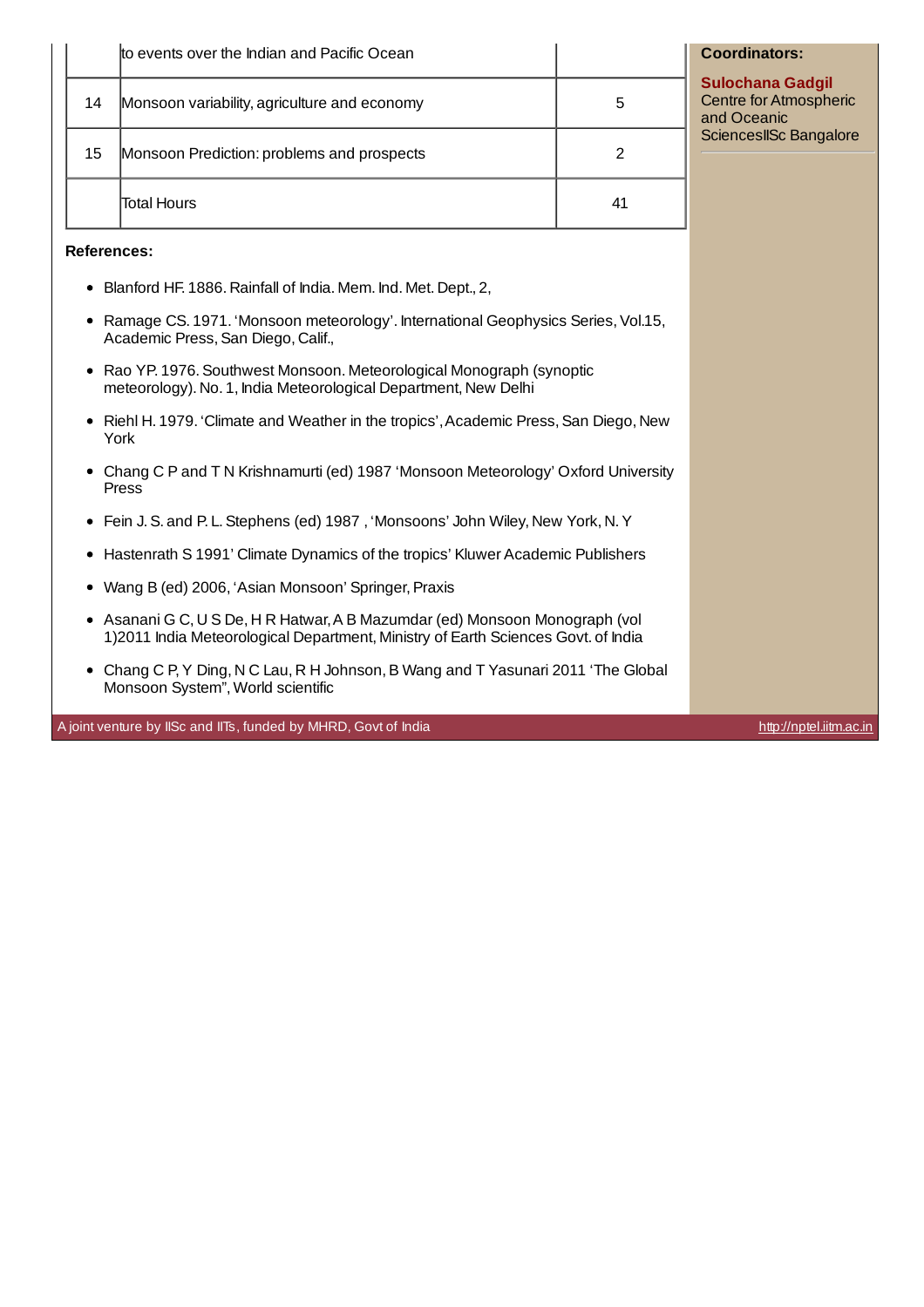| | | |
|---|---|---|
| | to events over the Indian and Pacific Ocean | |
| 14 | Monsoon variability, agriculture and economy | 5 |
| 15 | Monsoon Prediction: problems and prospects | 2 |
| | Total Hours | 41 |

**References:**

- Blanford HF. 1886. Rainfall of India. Mem. Ind. Met. Dept., 2,
- Ramage CS. 1971. 'Monsoon meteorology'. International Geophysics Series, Vol.15, Academic Press, San Diego, Calif.,
- Rao YP. 1976. Southwest Monsoon. Meteorological Monograph (synoptic meteorology). No. 1, India Meteorological Department, New Delhi
- Riehl H. 1979. 'Climate and Weather in the tropics', Academic Press, San Diego, New York
- Chang C P and T N Krishnamurti (ed) 1987 'Monsoon Meteorology' Oxford University Press
- Fein J. S. and P. L. Stephens (ed) 1987 , 'Monsoons' John Wiley, New York, N. Y
- Hastenrath S 1991' Climate Dynamics of the tropics' Kluwer Academic Publishers
- Wang B (ed) 2006, 'Asian Monsoon' Springer, Praxis
- Asanani G C, U S De, H R Hatwar, A B Mazumdar (ed) Monsoon Monograph (vol 1)2011 India Meteorological Department, Ministry of Earth Sciences Govt. of India
- Chang C P, Y Ding, N C Lau, R H Johnson, B Wang and T Yasunari 2011 'The Global Monsoon System", World scientific

**Coordinators:**

**Sulochana Gadgil**
Centre for Atmospheric and Oceanic SciencesIISc Bangalore

A joint venture by IISc and IITs, funded by MHRD, Govt of India http://nptel.iitm.ac.in